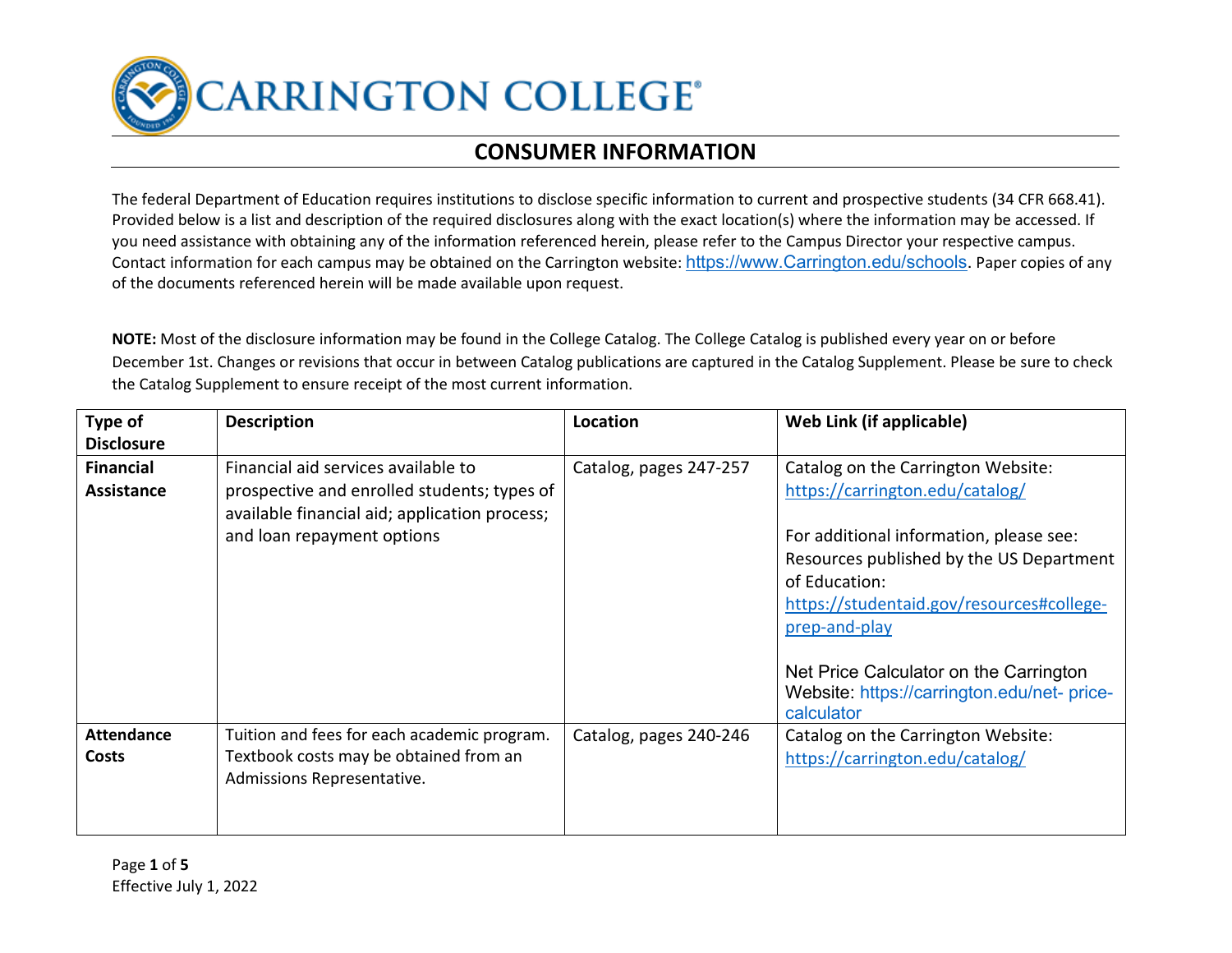# CARRINGTON COLLEGE

## CONSUMER INFORMATION

The federal Department of Education requires institutions to disclose specific information to current and prospective students (34 CFR 668.41). Provided below is a list and description of the required disclosures along with the exact location(s) where the information may be accessed. If you need assistance with obtaining any of the information referenced herein, please refer to the Campus Director your respective campus. Contact information for each campus may be obtained on the Carrington website: https://www.Carrington.edu/schools. Paper copies of any of the documents referenced herein will be made available upon request.

**NOTE:** Most of the disclosure information may be found in the College Catalog. The College Catalog is published every year on or before December 1st. Changes or revisions that occur in between Catalog publications are captured in the Catalog Supplement. Please be sure to check the Catalog Supplement to ensure receipt of the most current information.

| Type of Disclosure | Description | Location | Web Link (if applicable) |
|---|---|---|---|
| **Financial Assistance** | Financial aid services available to prospective and enrolled students; types of available financial aid; application process; and loan repayment options | Catalog, pages 247-257 | Catalog on the Carrington Website: https://carrington.edu/catalog/<br><br>For additional information, please see: Resources published by the US Department of Education: https://studentaid.gov/resources#college-prep-and-play<br><br>Net Price Calculator on the Carrington Website: https://carrington.edu/net- price-calculator |
| **Attendance Costs** | Tuition and fees for each academic program. Textbook costs may be obtained from an Admissions Representative. | Catalog, pages 240-246 | Catalog on the Carrington Website: https://carrington.edu/catalog/ |

Effective July 1, 2022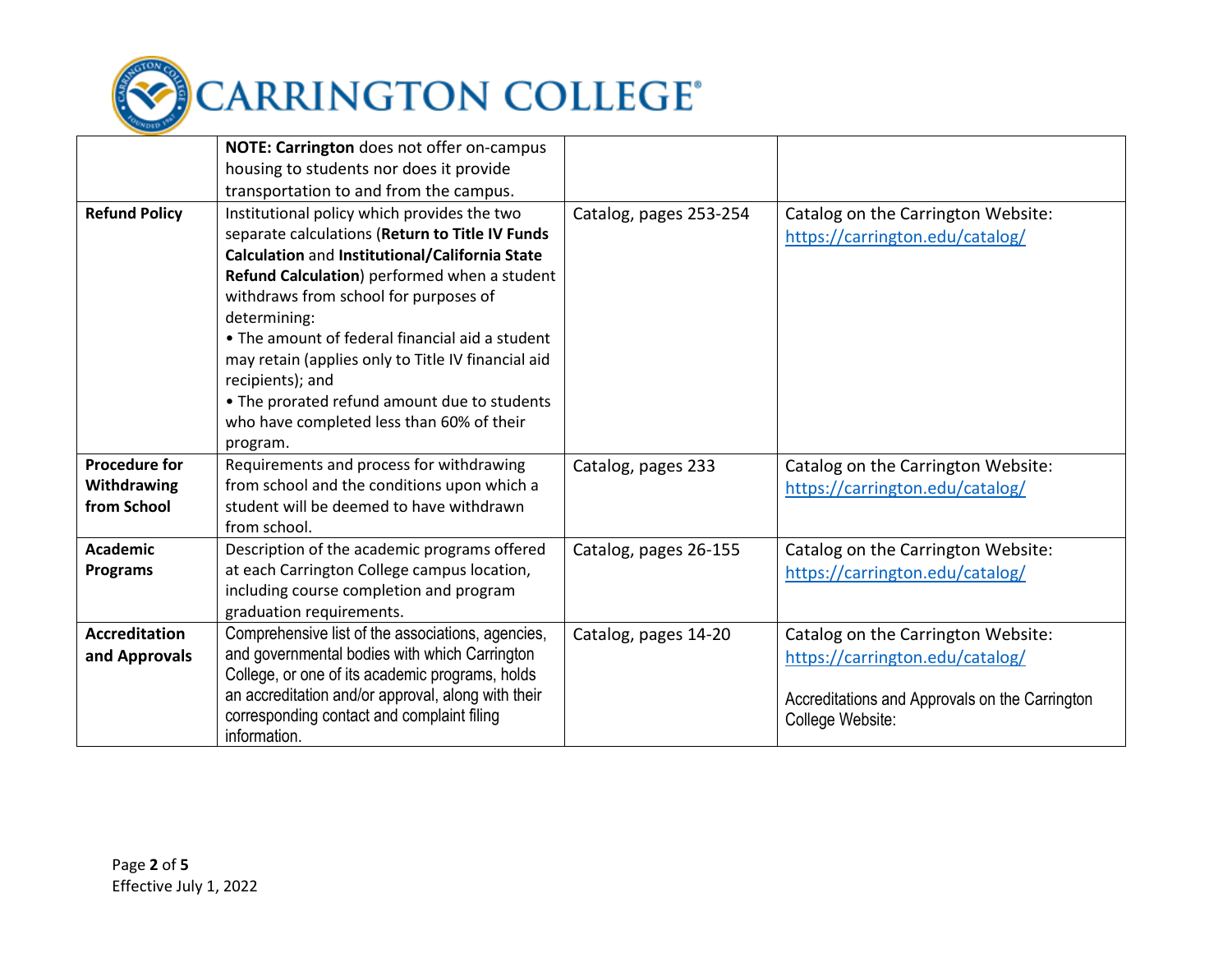| | | | |
|---|---|---|---|
| | **NOTE: Carrington** does not offer on-campus housing to students nor does it provide transportation to and from the campus. | | |
| **Refund Policy** | Institutional policy which provides the two separate calculations (**Return to Title IV Funds Calculation** and **Institutional/California State Refund Calculation**) performed when a student withdraws from school for purposes of determining:<br>• The amount of federal financial aid a student may retain (applies only to Title IV financial aid recipients); and<br>• The prorated refund amount due to students who have completed less than 60% of their program. | Catalog, pages 253-254 | Catalog on the Carrington Website:<br>https://carrington.edu/catalog/ |
| **Procedure for Withdrawing from School** | Requirements and process for withdrawing from school and the conditions upon which a student will be deemed to have withdrawn from school. | Catalog, pages 233 | Catalog on the Carrington Website:<br>https://carrington.edu/catalog/ |
| **Academic Programs** | Description of the academic programs offered at each Carrington College campus location, including course completion and program graduation requirements. | Catalog, pages 26-155 | Catalog on the Carrington Website:<br>https://carrington.edu/catalog/ |
| **Accreditation and Approvals** | Comprehensive list of the associations, agencies, and governmental bodies with which Carrington College, or one of its academic programs, holds an accreditation and/or approval, along with their corresponding contact and complaint filing information. | Catalog, pages 14-20 | Catalog on the Carrington Website:<br>https://carrington.edu/catalog/<br><br>Accreditations and Approvals on the Carrington College Website: |

Effective July 1, 2022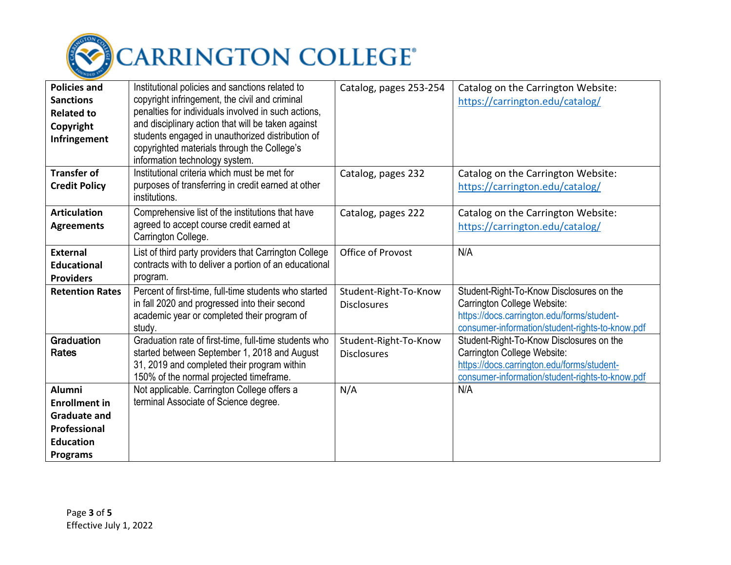| **Policies and Sanctions Related to Copyright Infringement** | Institutional policies and sanctions related to copyright infringement, the civil and criminal penalties for individuals involved in such actions, and disciplinary action that will be taken against students engaged in unauthorized distribution of copyrighted materials through the College's information technology system. | Catalog, pages 253-254 | Catalog on the Carrington Website: https://carrington.edu/catalog/ |
|---|---|---|---|
| **Transfer of Credit Policy** | Institutional criteria which must be met for purposes of transferring in credit earned at other institutions. | Catalog, pages 232 | Catalog on the Carrington Website: https://carrington.edu/catalog/ |
| **Articulation Agreements** | Comprehensive list of the institutions that have agreed to accept course credit earned at Carrington College. | Catalog, pages 222 | Catalog on the Carrington Website: https://carrington.edu/catalog/ |
| **External Educational Providers** | List of third party providers that Carrington College contracts with to deliver a portion of an educational program. | Office of Provost | N/A |
| **Retention Rates** | Percent of first-time, full-time students who started in fall 2020 and progressed into their second academic year or completed their program of study. | Student-Right-To-Know Disclosures | Student-Right-To-Know Disclosures on the Carrington College Website: https://docs.carrington.edu/forms/student-consumer-information/student-rights-to-know.pdf |
| **Graduation Rates** | Graduation rate of first-time, full-time students who started between September 1, 2018 and August 31, 2019 and completed their program within 150% of the normal projected timeframe. | Student-Right-To-Know Disclosures | Student-Right-To-Know Disclosures on the Carrington College Website: https://docs.carrington.edu/forms/student-consumer-information/student-rights-to-know.pdf |
| **Alumni Enrollment in Graduate and Professional Education Programs** | Not applicable. Carrington College offers a terminal Associate of Science degree. | N/A | N/A |

Effective July 1, 2022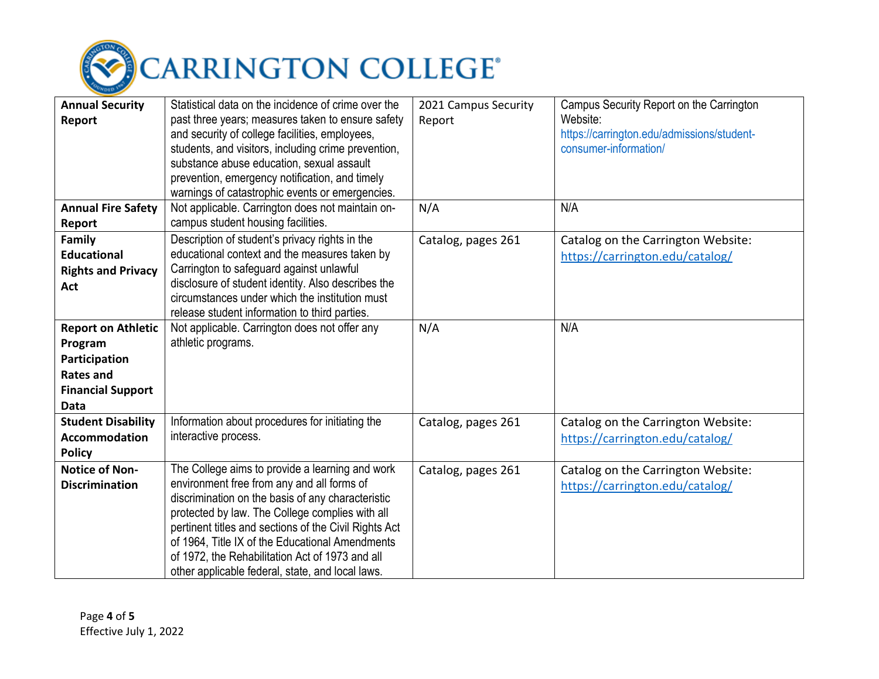| **Annual Security Report** | Statistical data on the incidence of crime over the past three years; measures taken to ensure safety and security of college facilities, employees, students, and visitors, including crime prevention, substance abuse education, sexual assault prevention, emergency notification, and timely warnings of catastrophic events or emergencies. | 2021 Campus Security Report | Campus Security Report on the Carrington Website: https://carrington.edu/admissions/student-consumer-information/ |
|---|---|---|---|
| **Annual Fire Safety Report** | Not applicable. Carrington does not maintain on-campus student housing facilities. | N/A | N/A |
| **Family Educational Rights and Privacy Act** | Description of student's privacy rights in the educational context and the measures taken by Carrington to safeguard against unlawful disclosure of student identity. Also describes the circumstances under which the institution must release student information to third parties. | Catalog, pages 261 | Catalog on the Carrington Website: https://carrington.edu/catalog/ |
| **Report on Athletic Program Participation Rates and Financial Support Data** | Not applicable. Carrington does not offer any athletic programs. | N/A | N/A |
| **Student Disability Accommodation Policy** | Information about procedures for initiating the interactive process. | Catalog, pages 261 | Catalog on the Carrington Website: https://carrington.edu/catalog/ |
| **Notice of Non-Discrimination** | The College aims to provide a learning and work environment free from any and all forms of discrimination on the basis of any characteristic protected by law. The College complies with all pertinent titles and sections of the Civil Rights Act of 1964, Title IX of the Educational Amendments of 1972, the Rehabilitation Act of 1973 and all other applicable federal, state, and local laws. | Catalog, pages 261 | Catalog on the Carrington Website: https://carrington.edu/catalog/ |

Effective July 1, 2022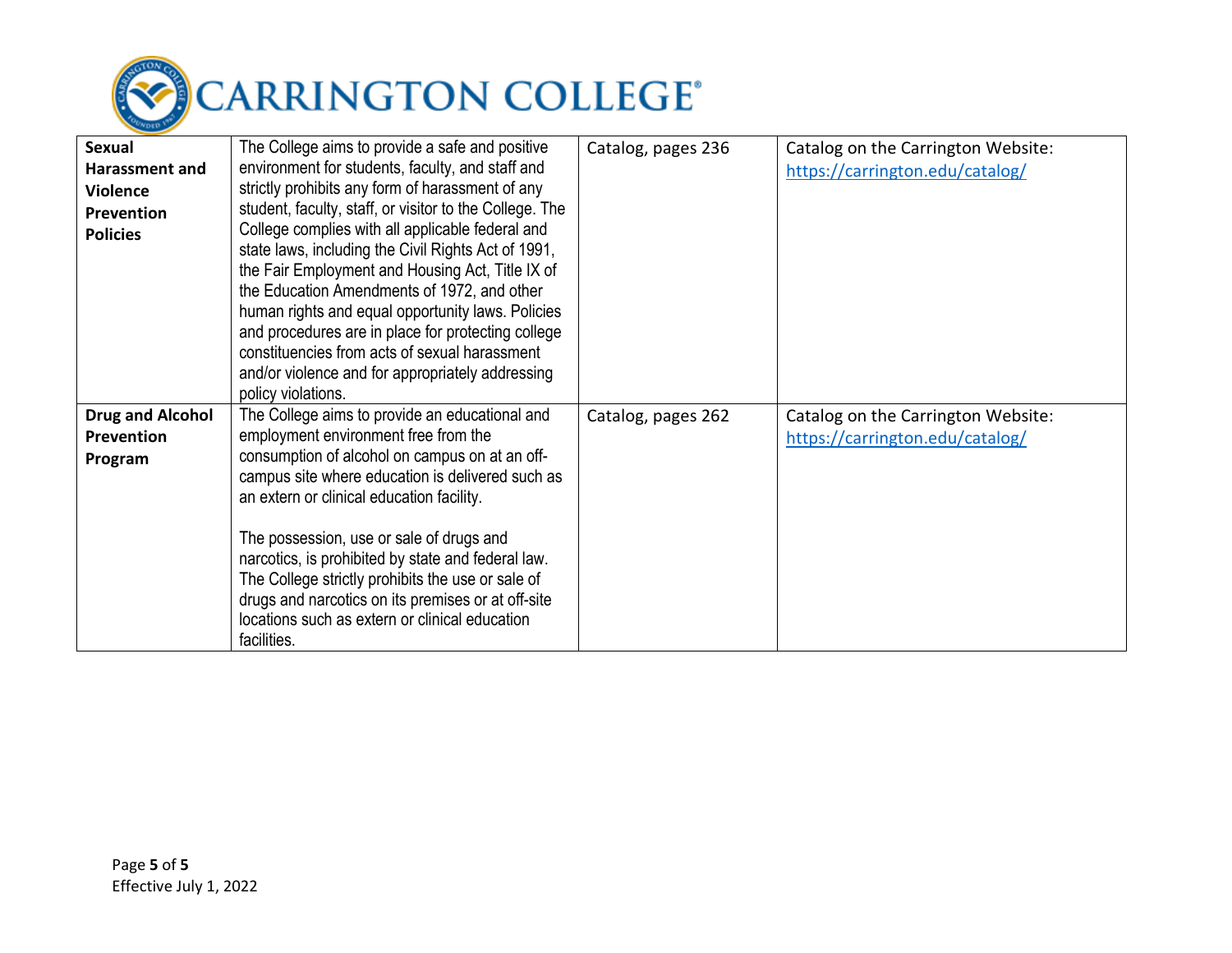| | | | |
|---|---|---|---|
| **Sexual Harassment and Violence Prevention Policies** | The College aims to provide a safe and positive environment for students, faculty, and staff and strictly prohibits any form of harassment of any student, faculty, staff, or visitor to the College. The College complies with all applicable federal and state laws, including the Civil Rights Act of 1991, the Fair Employment and Housing Act, Title IX of the Education Amendments of 1972, and other human rights and equal opportunity laws. Policies and procedures are in place for protecting college constituencies from acts of sexual harassment and/or violence and for appropriately addressing policy violations. | Catalog, pages 236 | Catalog on the Carrington Website: [https://carrington.edu/catalog/](https://carrington.edu/catalog/) |
| **Drug and Alcohol Prevention Program** | The College aims to provide an educational and employment environment free from the consumption of alcohol on campus on at an off-campus site where education is delivered such as an extern or clinical education facility.<br><br>The possession, use or sale of drugs and narcotics, is prohibited by state and federal law. The College strictly prohibits the use or sale of drugs and narcotics on its premises or at off-site locations such as extern or clinical education facilities. | Catalog, pages 262 | Catalog on the Carrington Website: [https://carrington.edu/catalog/](https://carrington.edu/catalog/) |

Effective July 1, 2022